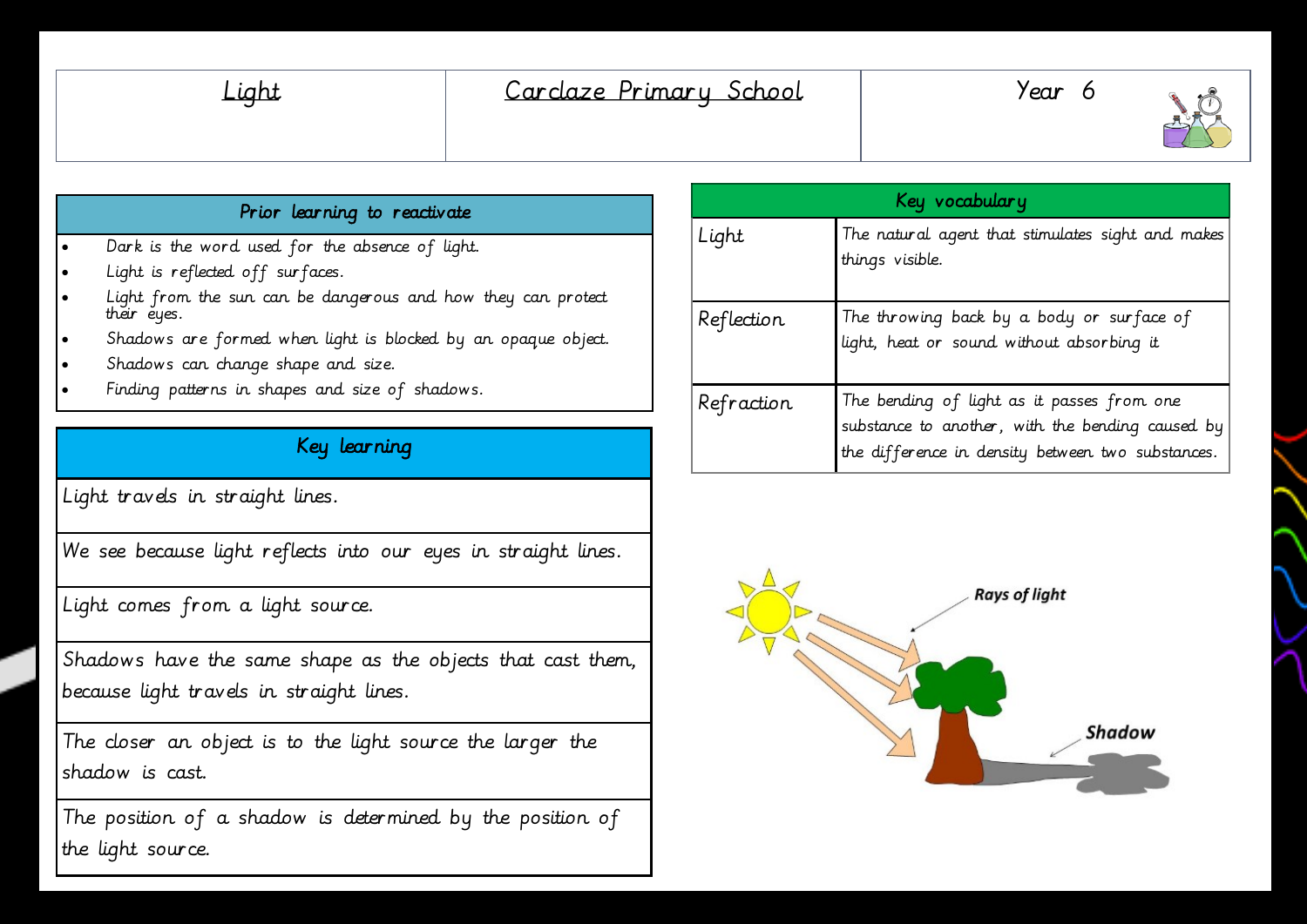| Light | Carclaze Primary School | Year 6 |
|---|---|---|

## Prior learning to reactivate

- Dark is the word used for the absence of light.
- Light is reflected off surfaces.
- Light from the sun can be dangerous and how they can protect their eyes.
- Shadows are formed when light is blocked by an opaque object.
- Shadows can change shape and size.
- Finding patterns in shapes and size of shadows.

## Key learning

| Key learning |
|---|
| Light travels in straight lines. |
| We see because light reflects into our eyes in straight lines. |
| Light comes from a light source. |
| Shadows have the same shape as the objects that cast them, because light travels in straight lines. |
| The closer an object is to the light source the larger the shadow is cast. |
| The position of a shadow is determined by the position of the light source. |

## Key vocabulary

| Term | Definition |
|---|---|
| Light | The natural agent that stimulates sight and makes things visible. |
| Reflection | The throwing back by a body or surface of light, heat or sound without absorbing it |
| Refraction | The bending of light as it passes from one substance to another, with the bending caused by the difference in density between two substances. |

Rays of light

Shadow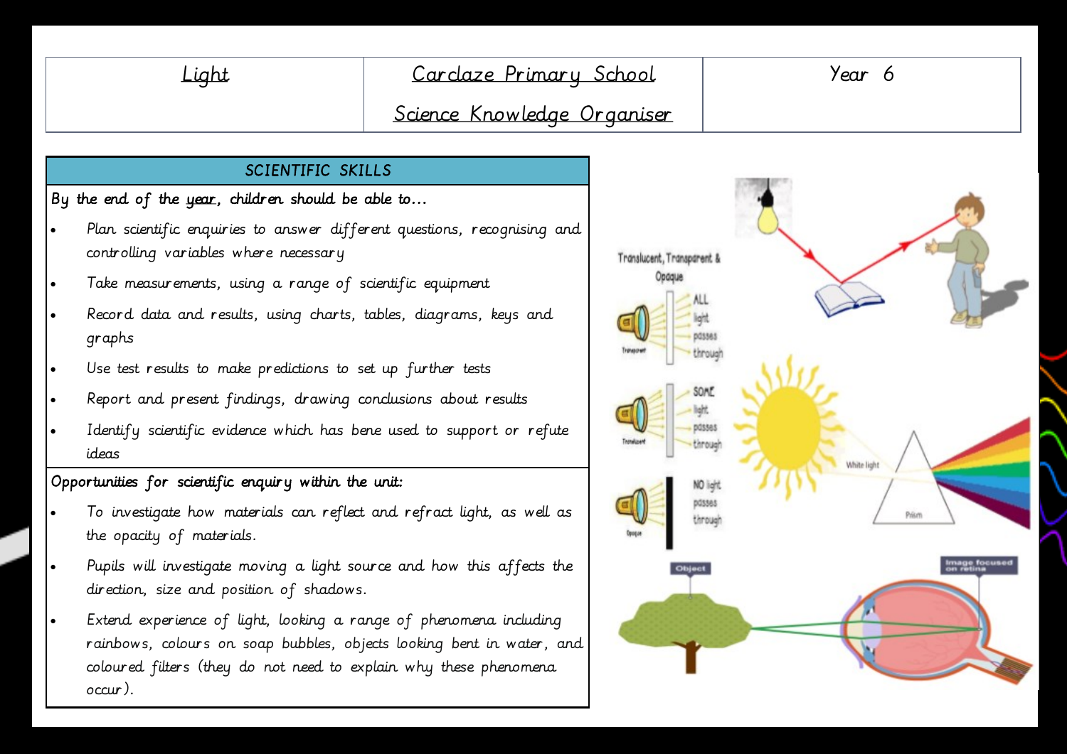| Light | Carclaze Primary School<br>Science Knowledge Organiser | Year 6 |
| --- | --- | --- |

## SCIENTIFIC SKILLS

**By the end of the year, children should be able to…**

- Plan scientific enquiries to answer different questions, recognising and controlling variables where necessary
- Take measurements, using a range of scientific equipment
- Record data and results, using charts, tables, diagrams, keys and graphs
- Use test results to make predictions to set up further tests
- Report and present findings, drawing conclusions about results
- Identify scientific evidence which has bene used to support or refute ideas

**Opportunities for scientific enquiry within the unit:**

- To investigate how materials can reflect and refract light, as well as the opacity of materials.
- Pupils will investigate moving a light source and how this affects the direction, size and position of shadows.
- Extend experience of light, looking a range of phenomena including rainbows, colours on soap bubbles, objects looking bent in water, and coloured filters (they do not need to explain why these phenomena occur).

Translucent, Transparent & Opaque

Transparent
ALL light passes through

Translucent
SOME light passes through

Opaque
NO light passes through

White light

Prism

Object

Image focused on retina